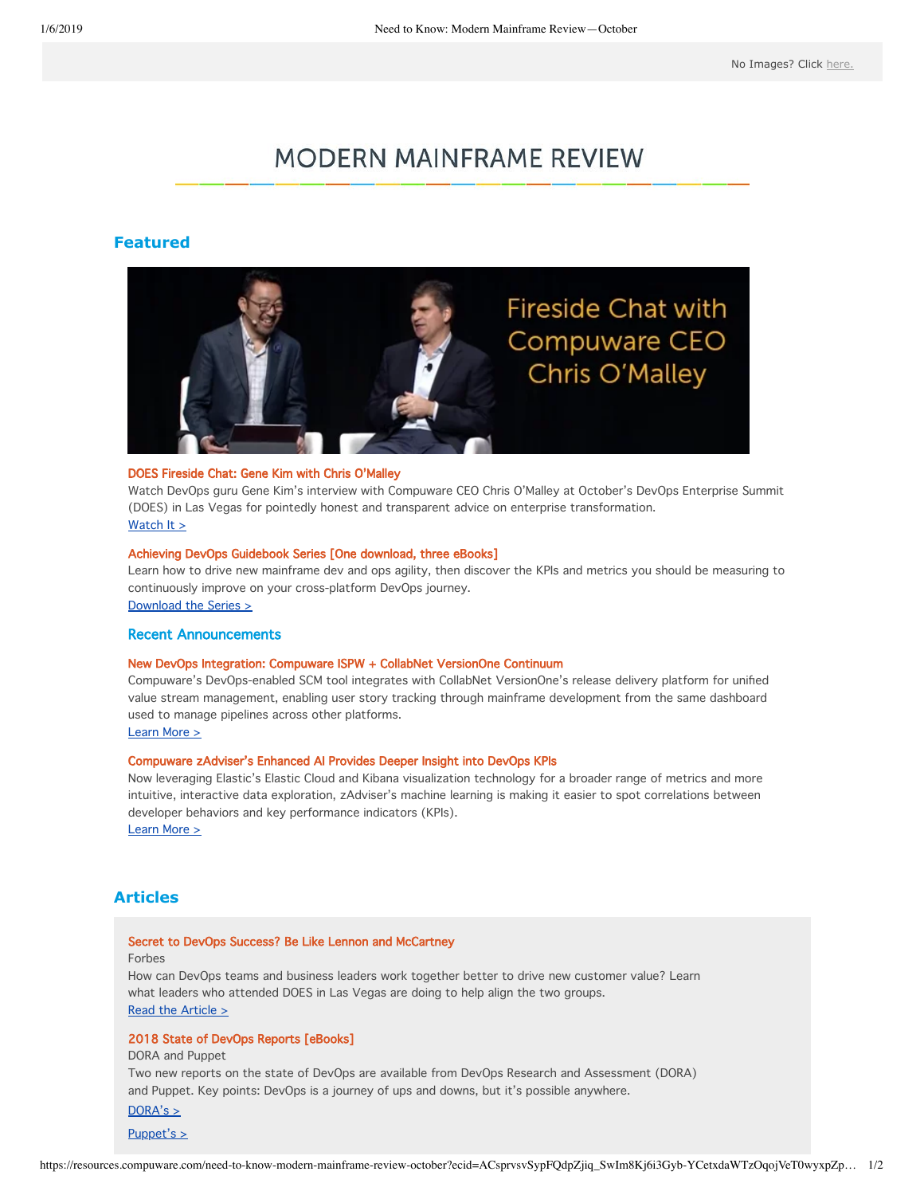No Images? Click here.

# MODERN MAINFRAME REVIEW

## Featured

Fireside Chat with Compuware CEO Chris O'Malley

**DOES Fireside Chat: Gene Kim with Chris O'Malley**
Watch DevOps guru Gene Kim's interview with Compuware CEO Chris O'Malley at October's DevOps Enterprise Summit (DOES) in Las Vegas for pointedly honest and transparent advice on enterprise transformation.
Watch It >

**Achieving DevOps Guidebook Series [One download, three eBooks]**
Learn how to drive new mainframe dev and ops agility, then discover the KPIs and metrics you should be measuring to continuously improve on your cross-platform DevOps journey.
Download the Series >

### Recent Announcements

**New DevOps Integration: Compuware ISPW + CollabNet VersionOne Continuum**
Compuware's DevOps-enabled SCM tool integrates with CollabNet VersionOne's release delivery platform for unified value stream management, enabling user story tracking through mainframe development from the same dashboard used to manage pipelines across other platforms.
Learn More >

**Compuware zAdviser's Enhanced AI Provides Deeper Insight into DevOps KPIs**
Now leveraging Elastic's Elastic Cloud and Kibana visualization technology for a broader range of metrics and more intuitive, interactive data exploration, zAdviser's machine learning is making it easier to spot correlations between developer behaviors and key performance indicators (KPIs).
Learn More >

## Articles

**Secret to DevOps Success? Be Like Lennon and McCartney**
Forbes
How can DevOps teams and business leaders work together better to drive new customer value? Learn what leaders who attended DOES in Las Vegas are doing to help align the two groups.
Read the Article >

**2018 State of DevOps Reports [eBooks]**
DORA and Puppet
Two new reports on the state of DevOps are available from DevOps Research and Assessment (DORA) and Puppet. Key points: DevOps is a journey of ups and downs, but it's possible anywhere.

DORA's >

Puppet's >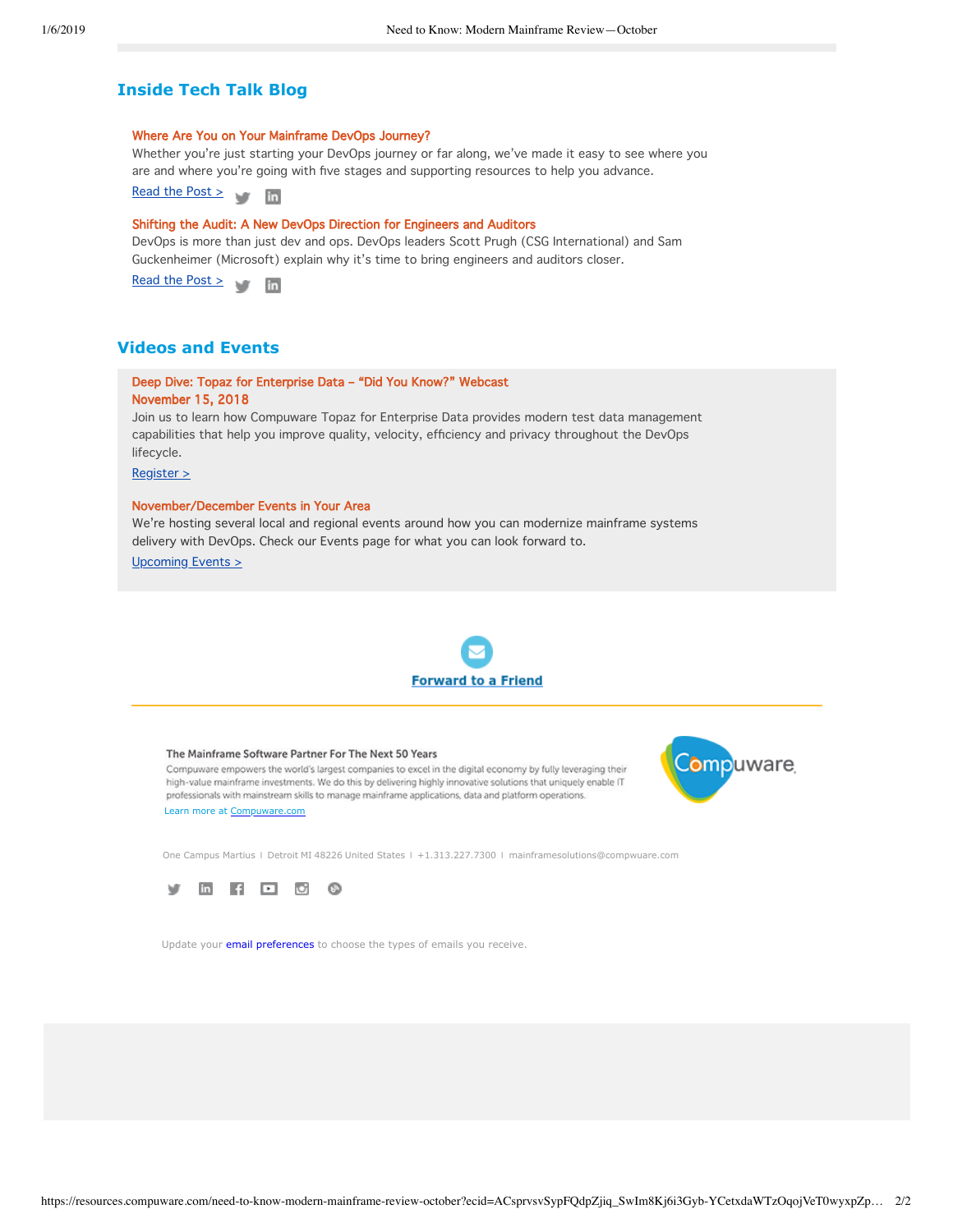## Inside Tech Talk Blog

**Where Are You on Your Mainframe DevOps Journey?**

Whether you're just starting your DevOps journey or far along, we've made it easy to see where you are and where you're going with five stages and supporting resources to help you advance.

Read the Post >

**Shifting the Audit: A New DevOps Direction for Engineers and Auditors**

DevOps is more than just dev and ops. DevOps leaders Scott Prugh (CSG International) and Sam Guckenheimer (Microsoft) explain why it's time to bring engineers and auditors closer.

Read the Post >

## Videos and Events

**Deep Dive: Topaz for Enterprise Data – "Did You Know?" Webcast**
**November 15, 2018**

Join us to learn how Compuware Topaz for Enterprise Data provides modern test data management capabilities that help you improve quality, velocity, efficiency and privacy throughout the DevOps lifecycle.

Register >

**November/December Events in Your Area**

We're hosting several local and regional events around how you can modernize mainframe systems delivery with DevOps. Check our Events page for what you can look forward to.

Upcoming Events >

**Forward to a Friend**

---

**The Mainframe Software Partner For The Next 50 Years**

Compuware empowers the world's largest companies to excel in the digital economy by fully leveraging their high-value mainframe investments. We do this by delivering highly innovative solutions that uniquely enable IT professionals with mainstream skills to manage mainframe applications, data and platform operations.

Learn more at Compuware.com

Compuware

One Campus Martius | Detroit MI 48226 United States | +1.313.227.7300 | mainframesolutions@compwuare.com

Update your email preferences to choose the types of emails you receive.